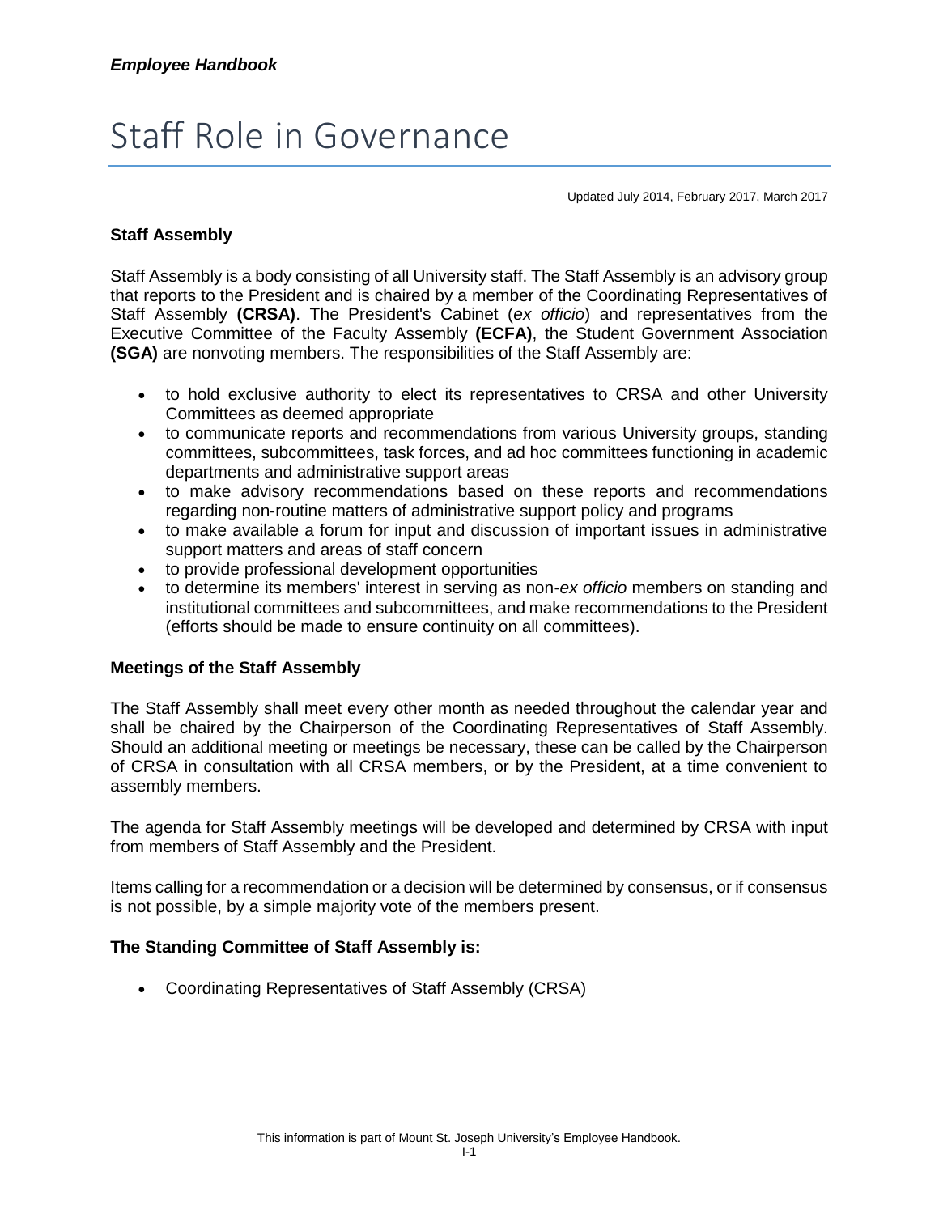# Staff Role in Governance

Updated July 2014, February 2017, March 2017

### Staff Assembly

Staff Assembly is a body consisting of all University staff. The Staff Assembly is an advisory group that reports to the President and is chaired by a member of the Coordinating Representatives of Staff Assembly **(CRSA)**. The President's Cabinet (*ex officio*) and representatives from the Executive Committee of the Faculty Assembly **(ECFA)**, the Student Government Association **(SGA)** are nonvoting members. The responsibilities of the Staff Assembly are:

- to hold exclusive authority to elect its representatives to CRSA and other University Committees as deemed appropriate
- to communicate reports and recommendations from various University groups, standing committees, subcommittees, task forces, and ad hoc committees functioning in academic departments and administrative support areas
- to make advisory recommendations based on these reports and recommendations regarding non-routine matters of administrative support policy and programs
- to make available a forum for input and discussion of important issues in administrative support matters and areas of staff concern
- to provide professional development opportunities
- to determine its members' interest in serving as non-*ex officio* members on standing and institutional committees and subcommittees, and make recommendations to the President (efforts should be made to ensure continuity on all committees).

### Meetings of the Staff Assembly

The Staff Assembly shall meet every other month as needed throughout the calendar year and shall be chaired by the Chairperson of the Coordinating Representatives of Staff Assembly. Should an additional meeting or meetings be necessary, these can be called by the Chairperson of CRSA in consultation with all CRSA members, or by the President, at a time convenient to assembly members.

The agenda for Staff Assembly meetings will be developed and determined by CRSA with input from members of Staff Assembly and the President.

Items calling for a recommendation or a decision will be determined by consensus, or if consensus is not possible, by a simple majority vote of the members present.

### The Standing Committee of Staff Assembly is:

- Coordinating Representatives of Staff Assembly (CRSA)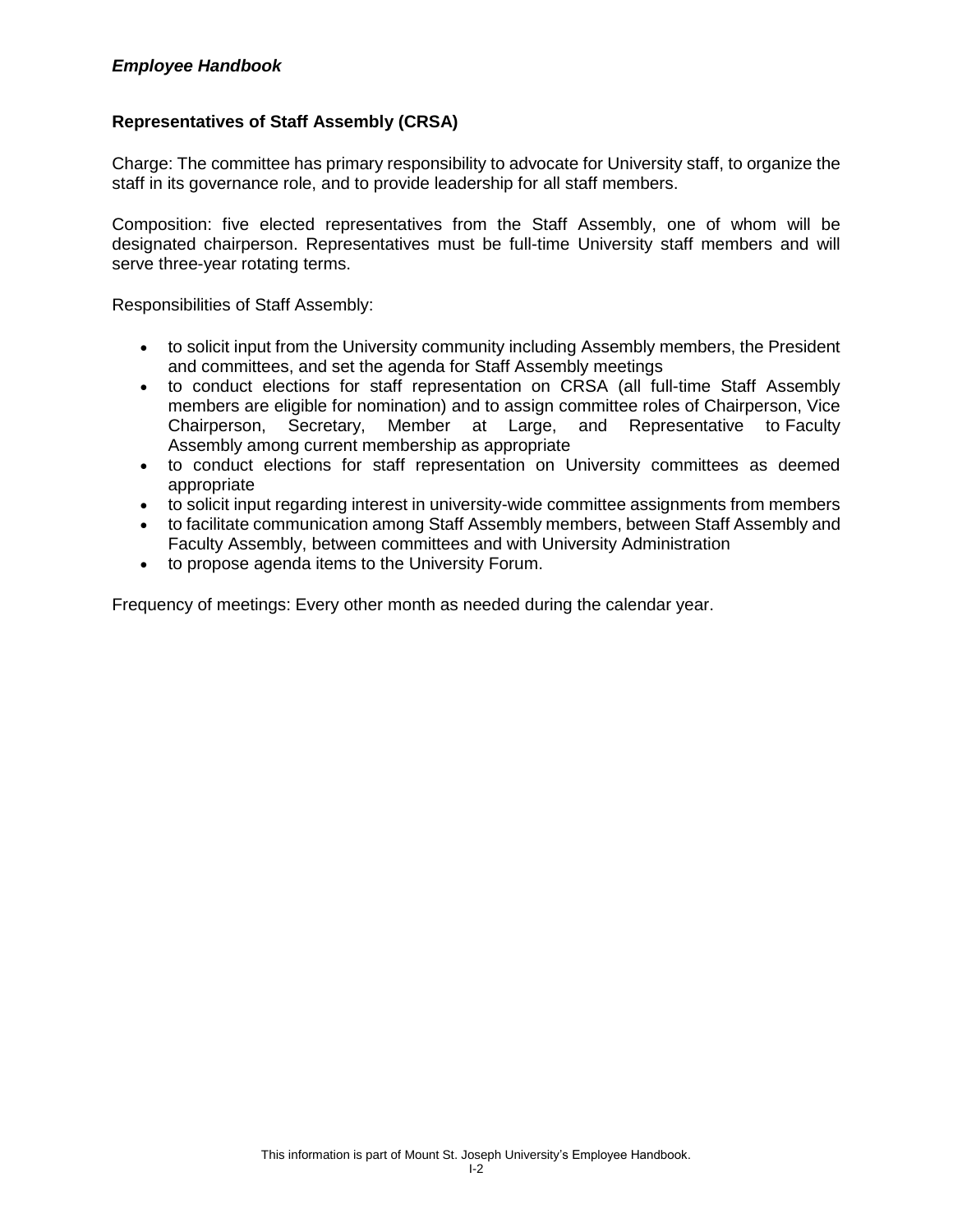### Representatives of Staff Assembly (CRSA)

Charge: The committee has primary responsibility to advocate for University staff, to organize the staff in its governance role, and to provide leadership for all staff members.

Composition: five elected representatives from the Staff Assembly, one of whom will be designated chairperson. Representatives must be full-time University staff members and will serve three-year rotating terms.

Responsibilities of Staff Assembly:

- to solicit input from the University community including Assembly members, the President and committees, and set the agenda for Staff Assembly meetings
- to conduct elections for staff representation on CRSA (all full-time Staff Assembly members are eligible for nomination) and to assign committee roles of Chairperson, Vice Chairperson, Secretary, Member at Large, and Representative to Faculty Assembly among current membership as appropriate
- to conduct elections for staff representation on University committees as deemed appropriate
- to solicit input regarding interest in university-wide committee assignments from members
- to facilitate communication among Staff Assembly members, between Staff Assembly and Faculty Assembly, between committees and with University Administration
- to propose agenda items to the University Forum.

Frequency of meetings: Every other month as needed during the calendar year.